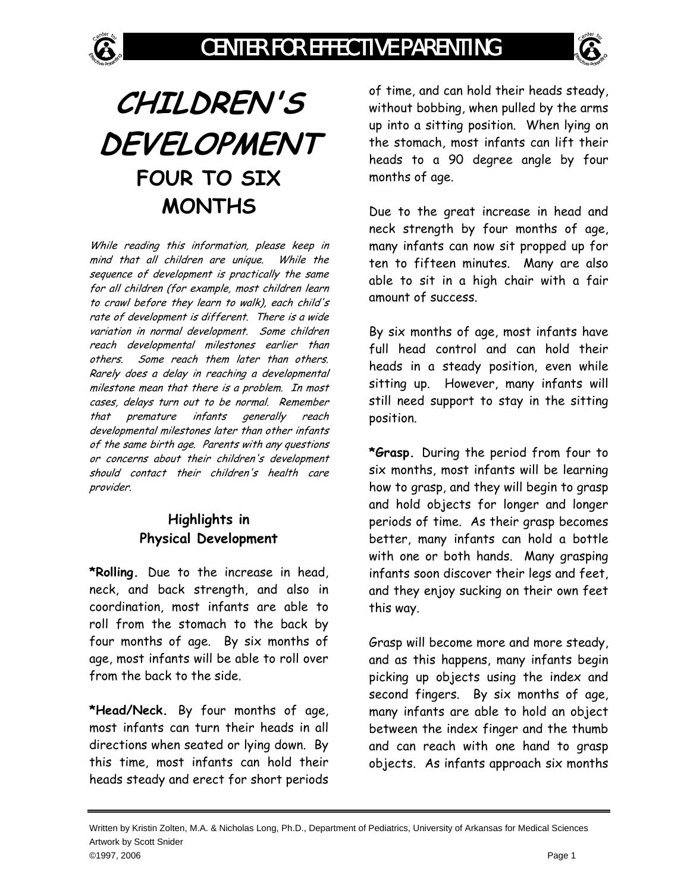# CHILDREN'S DEVELOPMENT

## FOUR TO SIX MONTHS

*While reading this information, please keep in mind that all children are unique. While the sequence of development is practically the same for all children (for example, most children learn to crawl before they learn to walk), each child's rate of development is different. There is a wide variation in normal development. Some children reach developmental milestones earlier than others. Some reach them later than others. Rarely does a delay in reaching a developmental milestone mean that there is a problem. In most cases, delays turn out to be normal. Remember that premature infants generally reach developmental milestones later than other infants of the same birth age. Parents with any questions or concerns about their children's development should contact their children's health care provider.*

### Highlights in Physical Development

***Rolling.** Due to the increase in head, neck, and back strength, and also in coordination, most infants are able to roll from the stomach to the back by four months of age. By six months of age, most infants will be able to roll over from the back to the side.

***Head/Neck.** By four months of age, most infants can turn their heads in all directions when seated or lying down. By this time, most infants can hold their heads steady and erect for short periods of time, and can hold their heads steady, without bobbing, when pulled by the arms up into a sitting position. When lying on the stomach, most infants can lift their heads to a 90 degree angle by four months of age.

Due to the great increase in head and neck strength by four months of age, many infants can now sit propped up for ten to fifteen minutes. Many are also able to sit in a high chair with a fair amount of success.

By six months of age, most infants have full head control and can hold their heads in a steady position, even while sitting up. However, many infants will still need support to stay in the sitting position.

***Grasp.** During the period from four to six months, most infants will be learning how to grasp, and they will begin to grasp and hold objects for longer and longer periods of time. As their grasp becomes better, many infants can hold a bottle with one or both hands. Many grasping infants soon discover their legs and feet, and they enjoy sucking on their own feet this way.

Grasp will become more and more steady, and as this happens, many infants begin picking up objects using the index and second fingers. By six months of age, many infants are able to hold an object between the index finger and the thumb and can reach with one hand to grasp objects. As infants approach six months

Written by Kristin Zolten, M.A. & Nicholas Long, Ph.D., Department of Pediatrics, University of Arkansas for Medical Sciences
Artwork by Scott Snider
©1997, 2006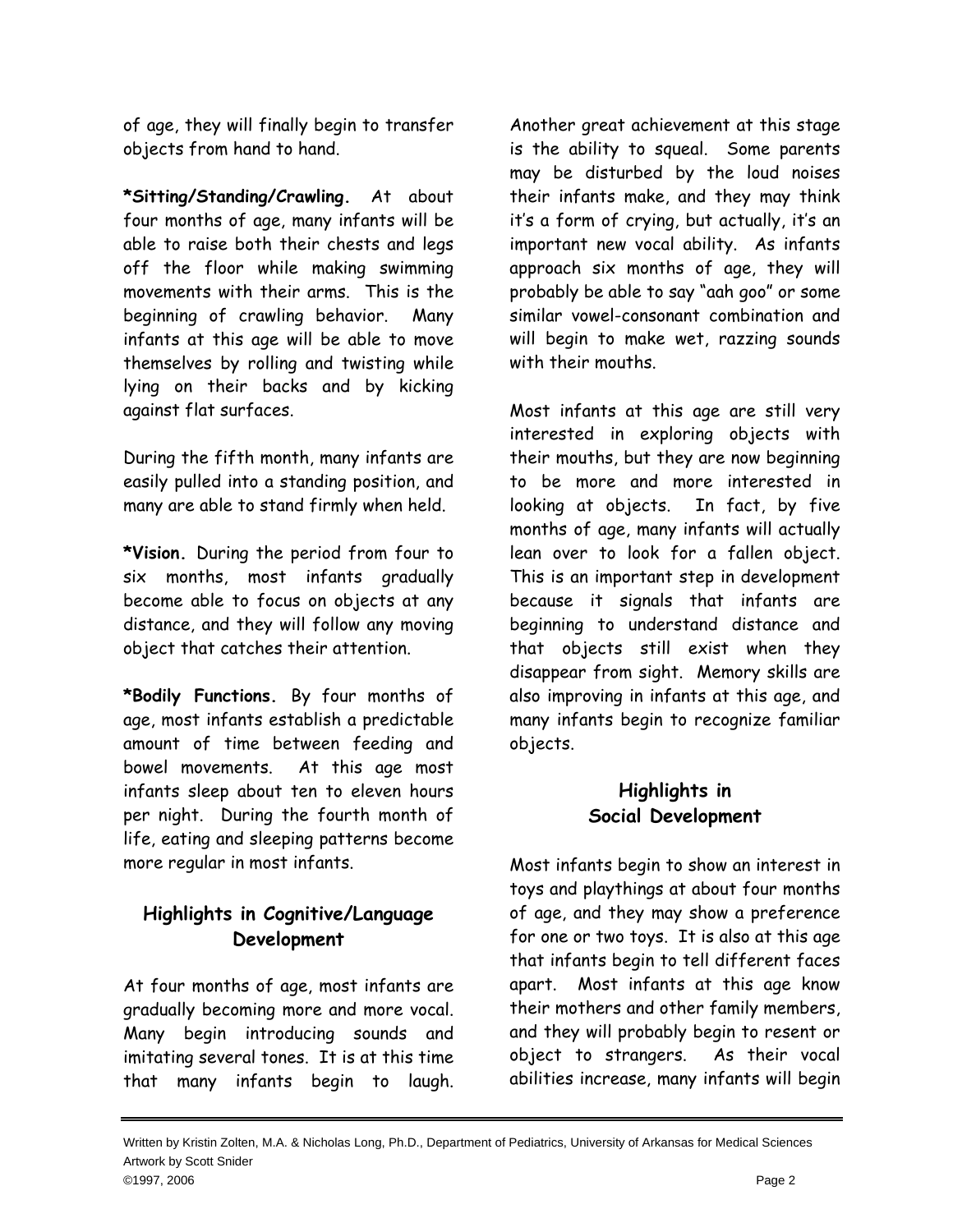of age, they will finally begin to transfer objects from hand to hand.

**\*Sitting/Standing/Crawling.** At about four months of age, many infants will be able to raise both their chests and legs off the floor while making swimming movements with their arms. This is the beginning of crawling behavior. Many infants at this age will be able to move themselves by rolling and twisting while lying on their backs and by kicking against flat surfaces.

During the fifth month, many infants are easily pulled into a standing position, and many are able to stand firmly when held.

**\*Vision.** During the period from four to six months, most infants gradually become able to focus on objects at any distance, and they will follow any moving object that catches their attention.

**\*Bodily Functions.** By four months of age, most infants establish a predictable amount of time between feeding and bowel movements. At this age most infants sleep about ten to eleven hours per night. During the fourth month of life, eating and sleeping patterns become more regular in most infants.

## Highlights in Cognitive/Language Development

At four months of age, most infants are gradually becoming more and more vocal. Many begin introducing sounds and imitating several tones. It is at this time that many infants begin to laugh. Another great achievement at this stage is the ability to squeal. Some parents may be disturbed by the loud noises their infants make, and they may think it's a form of crying, but actually, it's an important new vocal ability. As infants approach six months of age, they will probably be able to say "aah goo" or some similar vowel-consonant combination and will begin to make wet, razzing sounds with their mouths.

Most infants at this age are still very interested in exploring objects with their mouths, but they are now beginning to be more and more interested in looking at objects. In fact, by five months of age, many infants will actually lean over to look for a fallen object. This is an important step in development because it signals that infants are beginning to understand distance and that objects still exist when they disappear from sight. Memory skills are also improving in infants at this age, and many infants begin to recognize familiar objects.

## Highlights in Social Development

Most infants begin to show an interest in toys and playthings at about four months of age, and they may show a preference for one or two toys. It is also at this age that infants begin to tell different faces apart. Most infants at this age know their mothers and other family members, and they will probably begin to resent or object to strangers. As their vocal abilities increase, many infants will begin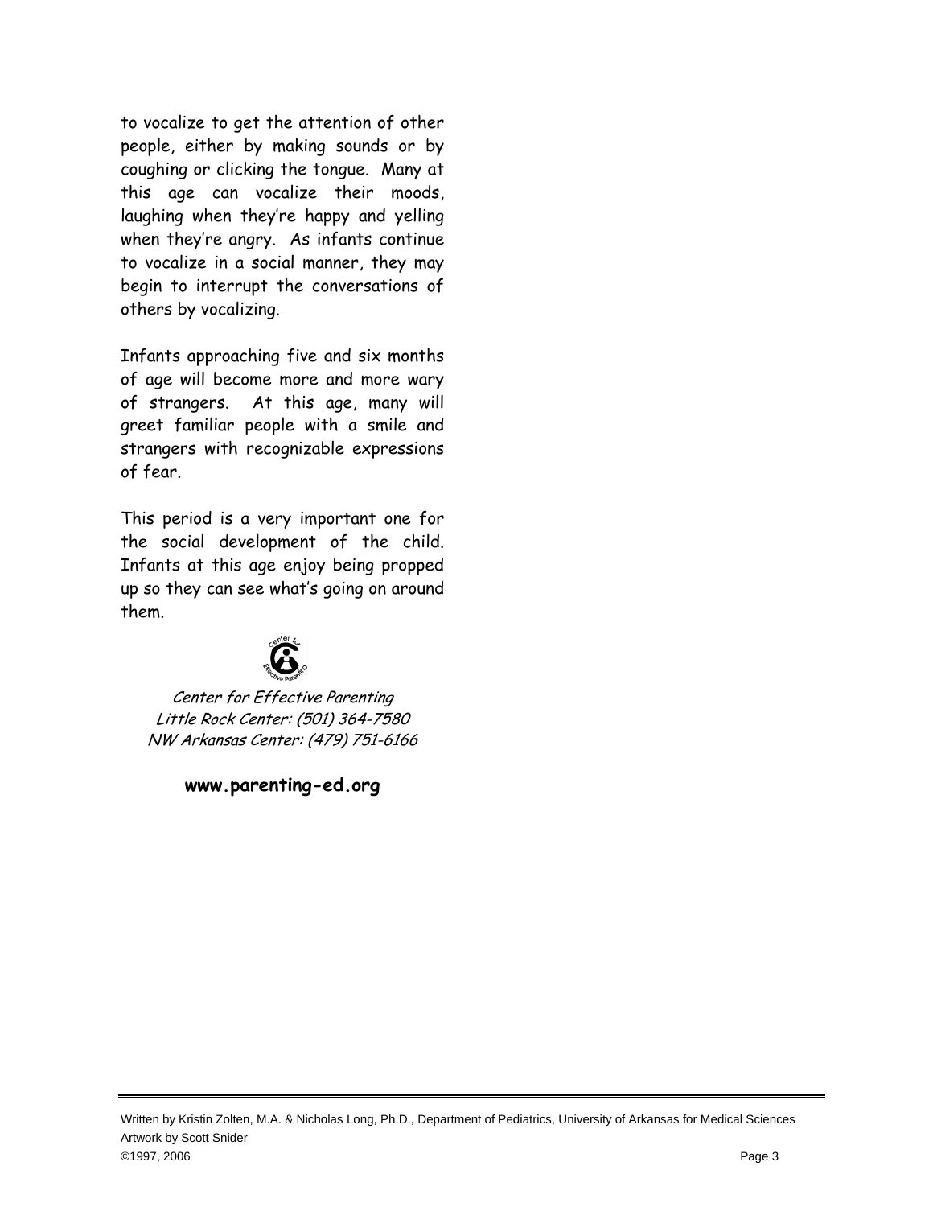to vocalize to get the attention of other people, either by making sounds or by coughing or clicking the tongue. Many at this age can vocalize their moods, laughing when they're happy and yelling when they're angry. As infants continue to vocalize in a social manner, they may begin to interrupt the conversations of others by vocalizing.

Infants approaching five and six months of age will become more and more wary of strangers. At this age, many will greet familiar people with a smile and strangers with recognizable expressions of fear.

This period is a very important one for the social development of the child. Infants at this age enjoy being propped up so they can see what's going on around them.

*Center for Effective Parenting*
*Little Rock Center: (501) 364-7580*
*NW Arkansas Center: (479) 751-6166*

**www.parenting-ed.org**

Written by Kristin Zolten, M.A. & Nicholas Long, Ph.D., Department of Pediatrics, University of Arkansas for Medical Sciences
Artwork by Scott Snider
©1997, 2006